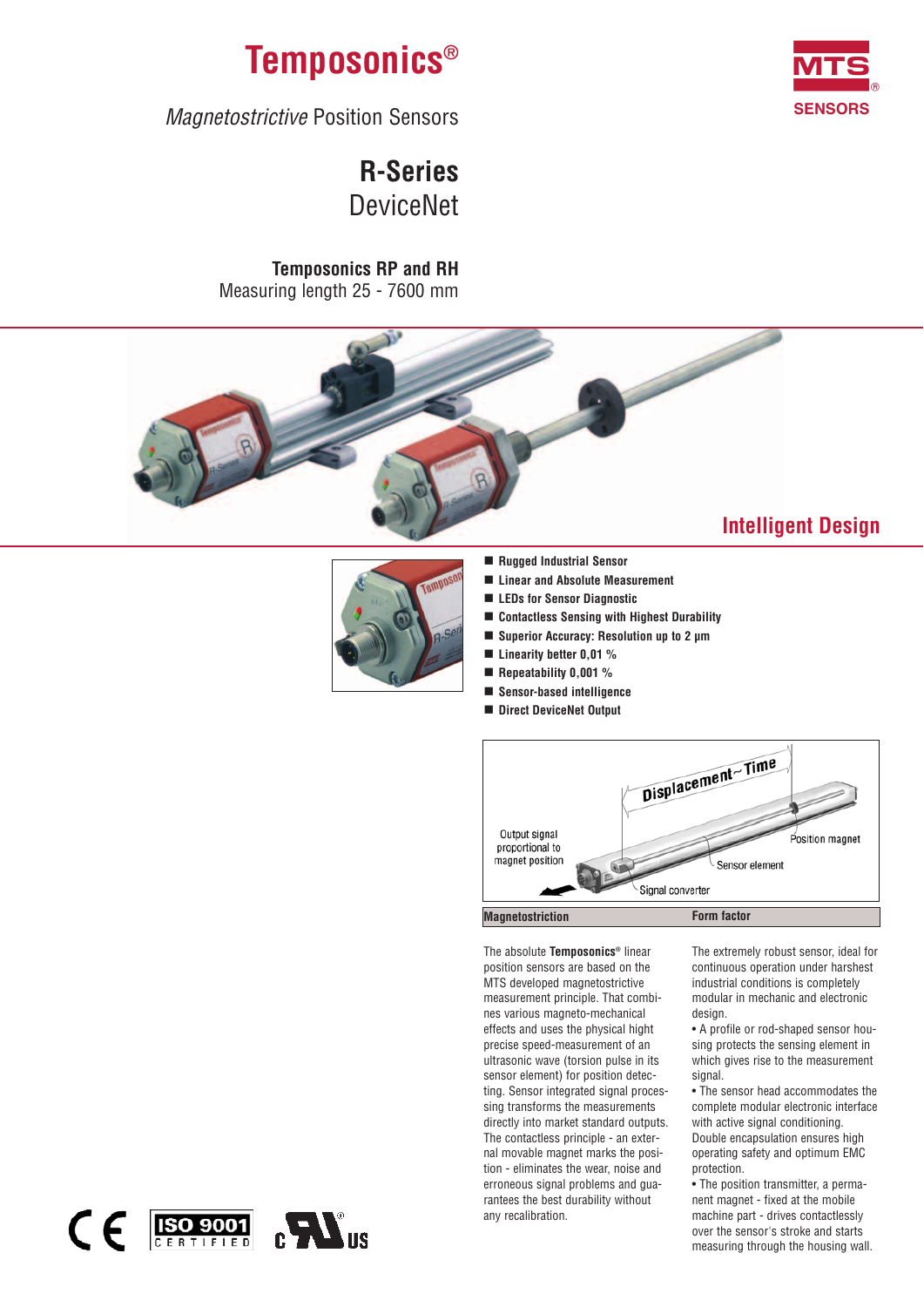# Temposonics®

*Magnetostrictive* Position Sensors

MTS® SENSORS

## R-Series
## DeviceNet

**Temposonics RP and RH**
Measuring length 25 - 7600 mm

## Intelligent Design

- **Rugged Industrial Sensor**
- **Linear and Absolute Measurement**
- **LEDs for Sensor Diagnostic**
- **Contactless Sensing with Highest Durability**
- **Superior Accuracy: Resolution up to 2 µm**
- **Linearity better 0,01 %**
- **Repeatability 0,001 %**
- **Sensor-based intelligence**
- **Direct DeviceNet Output**

Displacement ~ Time

Output signal proportional to magnet position

Position magnet

Sensor element

Signal converter

### Magnetostriction

The absolute **Temposonics**® linear position sensors are based on the MTS developed magnetostrictive measurement principle. That combines various magneto-mechanical effects and uses the physical hight precise speed-measurement of an ultrasonic wave (torsion pulse in its sensor element) for position detecting. Sensor integrated signal processing transforms the measurements directly into market standard outputs. The contactless principle - an external movable magnet marks the position - eliminates the wear, noise and erroneous signal problems and guarantees the best durability without any recalibration.

### Form factor

The extremely robust sensor, ideal for continuous operation under harshest industrial conditions is completely modular in mechanic and electronic design.

- A profile or rod-shaped sensor housing protects the sensing element in which gives rise to the measurement signal.
- The sensor head accommodates the complete modular electronic interface with active signal conditioning. Double encapsulation ensures high operating safety and optimum EMC protection.
- The position transmitter, a permanent magnet - fixed at the mobile machine part - drives contactlessly over the sensor's stroke and starts measuring through the housing wall.

CE ISO 9001 CERTIFIED c UL us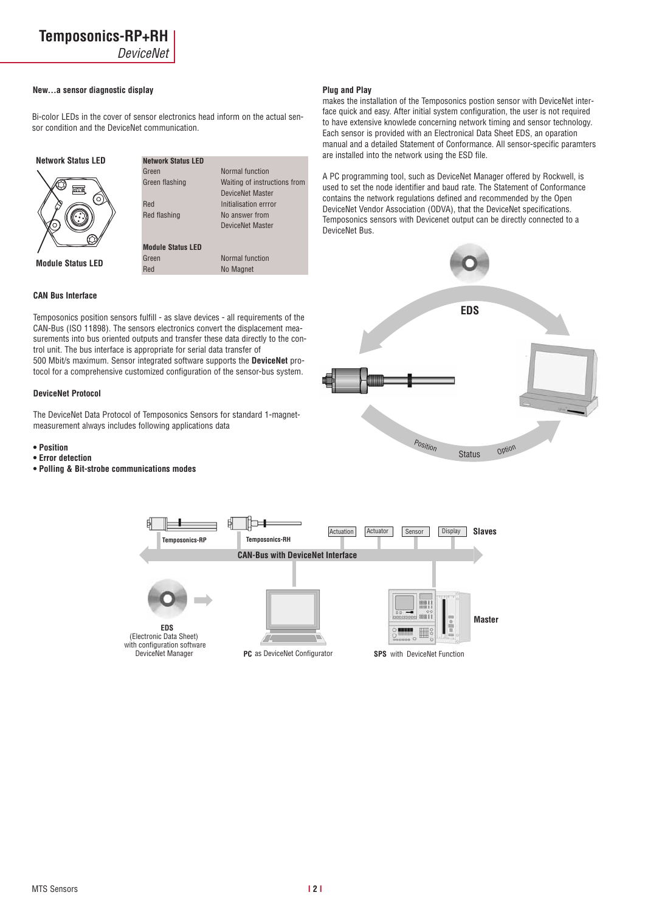### New…a sensor diagnostic display

Bi-color LEDs in the cover of sensor electronics head inform on the actual sensor condition and the DeviceNet communication.

Network Status LED

Module Status LED

| Network Status LED | |
|---|---|
| Green | Normal function |
| Green flashing | Waiting of instructions from DeviceNet Master |
| Red | Initialisation errror |
| Red flashing | No answer from DeviceNet Master |
| **Module Status LED** | |
| Green | Normal function |
| Red | No Magnet |

### CAN Bus Interface

Temposonics position sensors fulfill - as slave devices - all requirements of the CAN-Bus (ISO 11898). The sensors electronics convert the displacement measurements into bus oriented outputs and transfer these data directly to the control unit. The bus interface is appropriate for serial data transfer of 500 Mbit/s maximum. Sensor integrated software supports the **DeviceNet** protocol for a comprehensive customized configuration of the sensor-bus system.

### DeviceNet Protocol

The DeviceNet Data Protocol of Temposonics Sensors for standard 1-magnet-measurement always includes following applications data

- **Position**
- **Error detection**
- **Polling & Bit-strobe communications modes**

### Plug and Play

makes the installation of the Temposonics postion sensor with DeviceNet interface quick and easy. After initial system configuration, the user is not required to have extensive knowlede concerning network timing and sensor technology. Each sensor is provided with an Electronical Data Sheet EDS, an oparation manual and a detailed Statement of Conformance. All sensor-specific paramters are installed into the network using the ESD file.

A PC programming tool, such as DeviceNet Manager offered by Rockwell, is used to set the node identifier and baud rate. The Statement of Conformance contains the network regulations defined and recommended by the Open DeviceNet Vendor Association (ODVA), that the DeviceNet specifications. Temposonics sensors with Devicenet output can be directly connected to a DeviceNet Bus.

EDS

Position Status Option

Temposonics-RP Temposonics-RH Actuation Actuator Sensor Display **Slaves**

**CAN-Bus with DeviceNet Interface**

**EDS** (Electronic Data Sheet) with configuration software DeviceNet Manager

**PC** as DeviceNet Configurator

**SPS** with DeviceNet Function

**Master**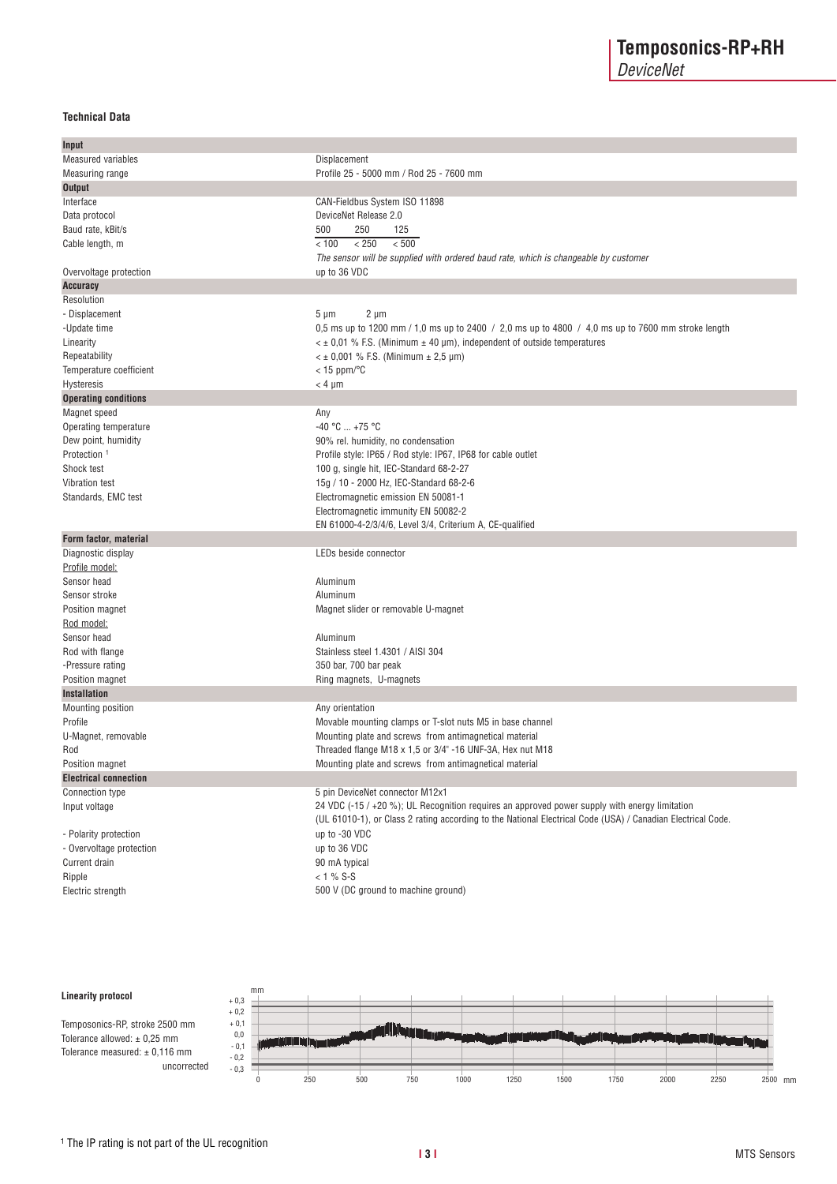## Technical Data

| | |
|---|---|
| **Input** | |
| Measured variables | Displacement |
| Measuring range | Profile 25 - 5000 mm / Rod 25 - 7600 mm |
| **Output** | |
| Interface | CAN-Fieldbus System ISO 11898 |
| Data protocol | DeviceNet Release 2.0 |
| Baud rate, kBit/s | 500 250 125 |
| Cable length, m | < 100 < 250 < 500 |
| | *The sensor will be supplied with ordered baud rate, which is changeable by customer* |
| Overvoltage protection | up to 36 VDC |
| **Accuracy** | |
| Resolution | |
| - Displacement | 5 µm 2 µm |
| -Update time | 0,5 ms up to 1200 mm / 1,0 ms up to 2400 / 2,0 ms up to 4800 / 4,0 ms up to 7600 mm stroke length |
| Linearity | < ± 0,01 % F.S. (Minimum ± 40 µm), independent of outside temperatures |
| Repeatability | < ± 0,001 % F.S. (Minimum ± 2,5 µm) |
| Temperature coefficient | < 15 ppm/°C |
| Hysteresis | < 4 µm |
| **Operating conditions** | |
| Magnet speed | Any |
| Operating temperature | -40 °C ... +75 °C |
| Dew point, humidity | 90% rel. humidity, no condensation |
| Protection [1] | Profile style: IP65 / Rod style: IP67, IP68 for cable outlet |
| Shock test | 100 g, single hit, IEC-Standard 68-2-27 |
| Vibration test | 15g / 10 - 2000 Hz, IEC-Standard 68-2-6 |
| Standards, EMC test | Electromagnetic emission EN 50081-1 |
| | Electromagnetic immunity EN 50082-2 |
| | EN 61000-4-2/3/4/6, Level 3/4, Criterium A, CE-qualified |
| **Form factor, material** | |
| Diagnostic display | LEDs beside connector |
| Profile model: | |
| Sensor head | Aluminum |
| Sensor stroke | Aluminum |
| Position magnet | Magnet slider or removable U-magnet |
| Rod model: | |
| Sensor head | Aluminum |
| Rod with flange | Stainless steel 1.4301 / AISI 304 |
| -Pressure rating | 350 bar, 700 bar peak |
| Position magnet | Ring magnets, U-magnets |
| **Installation** | |
| Mounting position | Any orientation |
| Profile | Movable mounting clamps or T-slot nuts M5 in base channel |
| U-Magnet, removable | Mounting plate and screws from antimagnetical material |
| Rod | Threaded flange M18 x 1,5 or 3/4" -16 UNF-3A, Hex nut M18 |
| Position magnet | Mounting plate and screws from antimagnetical material |
| **Electrical connection** | |
| Connection type | 5 pin DeviceNet connector M12x1 |
| Input voltage | 24 VDC (-15 / +20 %); UL Recognition requires an approved power supply with energy limitation (UL 61010-1), or Class 2 rating according to the National Electrical Code (USA) / Canadian Electrical Code. |
| - Polarity protection | up to -30 VDC |
| - Overvoltage protection | up to 36 VDC |
| Current drain | 90 mA typical |
| Ripple | < 1 % S-S |
| Electric strength | 500 V (DC ground to machine ground) |

**Linearity protocol**

Temposonics-RP, stroke 2500 mm
Tolerance allowed: ± 0,25 mm
Tolerance measured: ± 0,116 mm
uncorrected

mm
+ 0,3
+ 0,2
+ 0,1
0,0
- 0,1
- 0,2
- 0,3
0 250 500 750 1000 1250 1500 1750 2000 2250 2500 mm

[1] The IP rating is not part of the UL recognition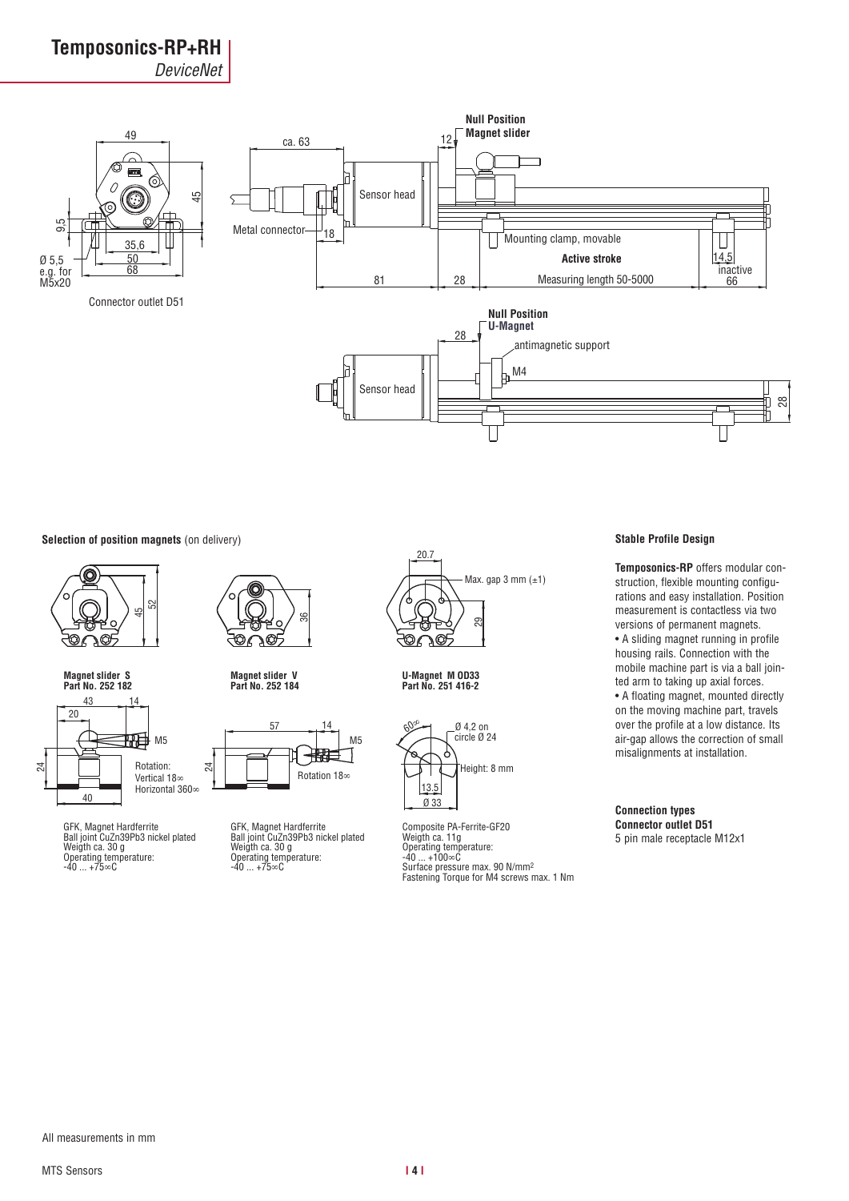## Temposonics-RP+RH

*DeviceNet*

49

45

9,5

35,6

50

68

Ø 5,5
e.g. for
M5x20

Connector outlet D51

ca. 63

12

Null Position
Magnet slider

Sensor head

Metal connector

18

Mounting clamp, movable

Active stroke

14,5
inactive

81

28

Measuring length 50-5000

66

Null Position
U-Magnet

28

antimagnetic support

M4

Sensor head

28

**Selection of position magnets** (on delivery)

45

52

**Magnet slider S**
**Part No. 252 182**

43

14

20

M5

24

Rotation:
Vertical 18∞
Horizontal 360∞

40

GFK, Magnet Hardferrite
Ball joint CuZn39Pb3 nickel plated
Weigth ca. 30 g
Operating temperature:
-40 ... +75∞C

36

**Magnet slider V**
**Part No. 252 184**

57

14

M5

24

Rotation 18∞

GFK, Magnet Hardferrite
Ball joint CuZn39Pb3 nickel plated
Weigth ca. 30 g
Operating temperature:
-40 ... +75∞C

20.7

Max. gap 3 mm (±1)

29

**U-Magnet M OD33**
**Part No. 251 416-2**

60∞

Ø 4,2 on
circle Ø 24

Height: 8 mm

13.5

Ø 33

Composite PA-Ferrite-GF20
Weigth ca. 11g
Operating temperature:
-40 ... +100∞C
Surface pressure max. 90 N/mm²
Fastening Torque for M4 screws max. 1 Nm

### Stable Profile Design

**Temposonics-RP** offers modular construction, flexible mounting configurations and easy installation. Position measurement is contactless via two versions of permanent magnets.

- A sliding magnet running in profile housing rails. Connection with the mobile machine part is via a ball jointed arm to taking up axial forces.
- A floating magnet, mounted directly on the moving machine part, travels over the profile at a low distance. Its air-gap allows the correction of small misalignments at installation.

**Connection types**
**Connector outlet D51**
5 pin male receptacle M12x1

All measurements in mm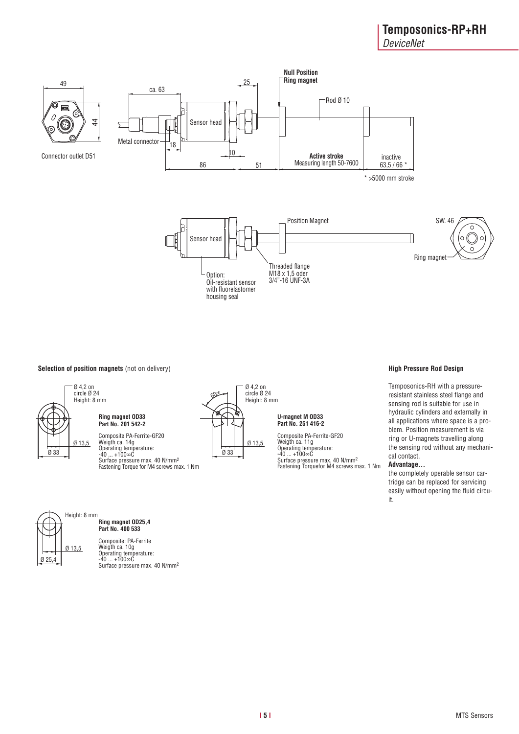49

44

Connector outlet D51

ca. 63

Metal connector

18

Sensor head

25

10

86

51

Null Position
Ring magnet

Rod Ø 10

Active stroke
Measuring length 50-7600

inactive
63,5 / 66 *

* >5000 mm stroke

Sensor head

Position Magnet

SW. 46

Ring magnet

Option:
Oil-resistant sensor
with fluorelastomer
housing seal

Threaded flange
M18 x 1,5 oder
3/4"-16 UNF-3A

**Selection of position magnets** (not on delivery)

Ø 4,2 on
circle Ø 24
Height: 8 mm

Ø 13,5

Ø 33

**Ring magnet OD33**
**Part No. 201 542-2**

Composite PA-Ferrite-GF20
Weigth ca. 14g
Operating temperature:
-40 ... +100∞C
Surface pressure max. 40 N/mm$^2$
Fastening Torque for M4 screws max. 1 Nm

60°

Ø 4,2 on
circle Ø 24
Height: 8 mm

Ø 13,5

Ø 33

**U-magnet M OD33**
**Part No. 251 416-2**

Composite PA-Ferrite-GF20
Weigth ca. 11g
Operating temperature:
-40 ... +100∞C
Surface pressure max. 40 N/mm$^2$
Fastening Torquefor M4 screws max. 1 Nm

Height: 8 mm

Ø 13,5

Ø 25,4

**Ring magnet OD25,4**
**Part No. 400 533**

Composite: PA-Ferrite
Weigth ca. 10g
Operating temperature:
-40 ... +100∞C
Surface pressure max. 40 N/mm$^2$

**High Pressure Rod Design**

Temposonics-RH with a pressure-resistant stainless steel flange and sensing rod is suitable for use in hydraulic cylinders and externally in all applications where space is a problem. Position measurement is via ring or U-magnets travelling along the sensing rod without any mechanical contact.

**Advantage…**

the completely operable sensor cartridge can be replaced for servicing easily without opening the fluid circuit.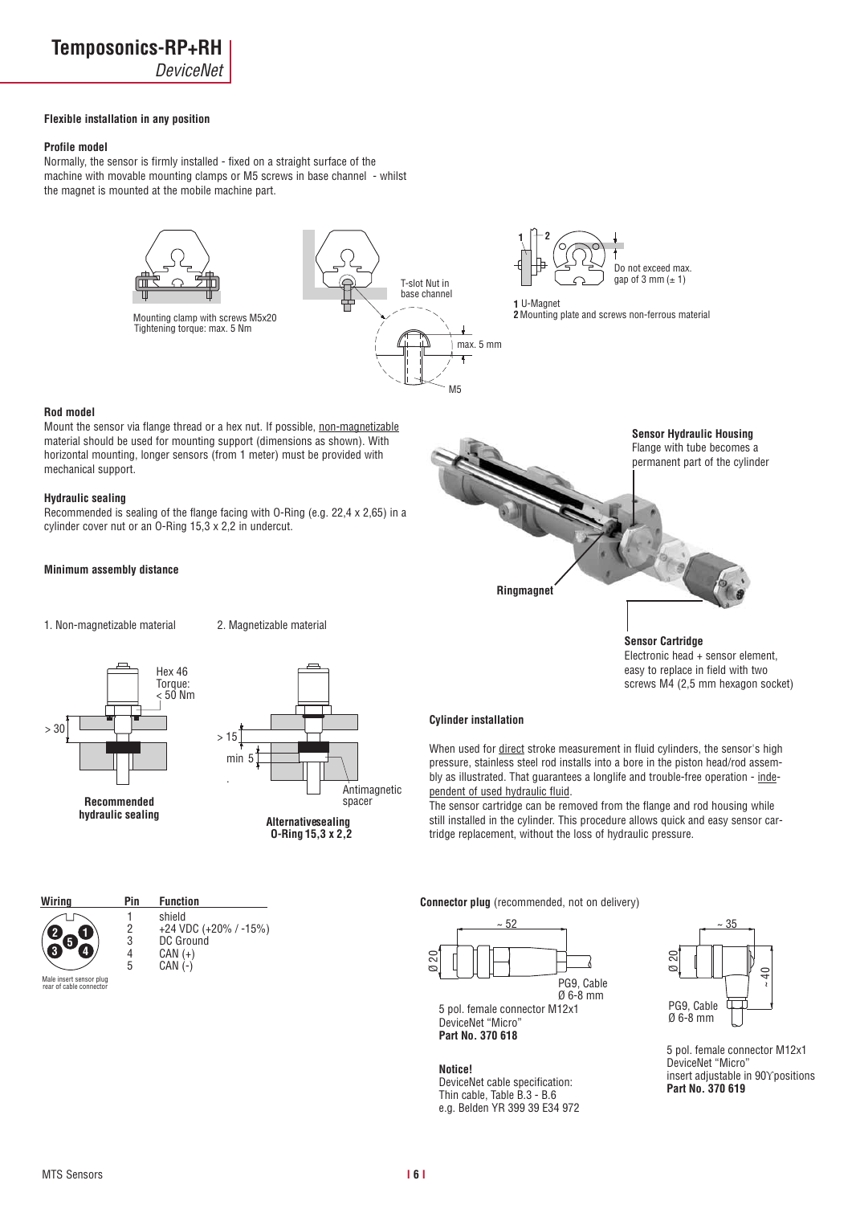**Flexible installation in any position**

**Profile model**

Normally, the sensor is firmly installed - fixed on a straight surface of the machine with movable mounting clamps or M5 screws in base channel - whilst the magnet is mounted at the mobile machine part.

Mounting clamp with screws M5x20
Tightening torque: max. 5 Nm

T-slot Nut in base channel

max. 5 mm

M5

Do not exceed max. gap of 3 mm (± 1)

**1** U-Magnet
**2** Mounting plate and screws non-ferrous material

**Rod model**

Mount the sensor via flange thread or a hex nut. If possible, non-magnetizable material should be used for mounting support (dimensions as shown). With horizontal mounting, longer sensors (from 1 meter) must be provided with mechanical support.

**Hydraulic sealing**

Recommended is sealing of the flange facing with O-Ring (e.g. 22,4 x 2,65) in a cylinder cover nut or an O-Ring 15,3 x 2,2 in undercut.

**Minimum assembly distance**

1. Non-magnetizable material
2. Magnetizable material

Hex 46
Torque: < 50 Nm

> 30

**Recommended hydraulic sealing**

> 15
min 5

Antimagnetic spacer

**Alternativesealing O-Ring 15,3 x 2,2**

**Sensor Hydraulic Housing**
Flange with tube becomes a permanent part of the cylinder

**Ringmagnet**

**Sensor Cartridge**
Electronic head + sensor element, easy to replace in field with two screws M4 (2,5 mm hexagon socket)

**Cylinder installation**

When used for direct stroke measurement in fluid cylinders, the sensor's high pressure, stainless steel rod installs into a bore in the piston head/rod assembly as illustrated. That guarantees a longlife and trouble-free operation - independent of used hydraulic fluid.

The sensor cartridge can be removed from the flange and rod housing while still installed in the cylinder. This procedure allows quick and easy sensor cartridge replacement, without the loss of hydraulic pressure.

**Wiring**

Male insert sensor plug rear of cable connector

| Pin | Function |
|---|---|
| 1 | shield |
| 2 | +24 VDC (+20% / -15%) |
| 3 | DC Ground |
| 4 | CAN (+) |
| 5 | CAN (-) |

**Connector plug** (recommended, not on delivery)

~ 52
Ø 20
PG9, Cable Ø 6-8 mm

5 pol. female connector M12x1
DeviceNet "Micro"
**Part No. 370 618**

~ 35
Ø 20
~ 40
PG9, Cable Ø 6-8 mm

5 pol. female connector M12x1
DeviceNet "Micro"
insert adjustable in 90° positions
**Part No. 370 619**

**Notice!**
DeviceNet cable specification:
Thin cable, Table B.3 - B.6
e.g. Belden YR 399 39 E34 972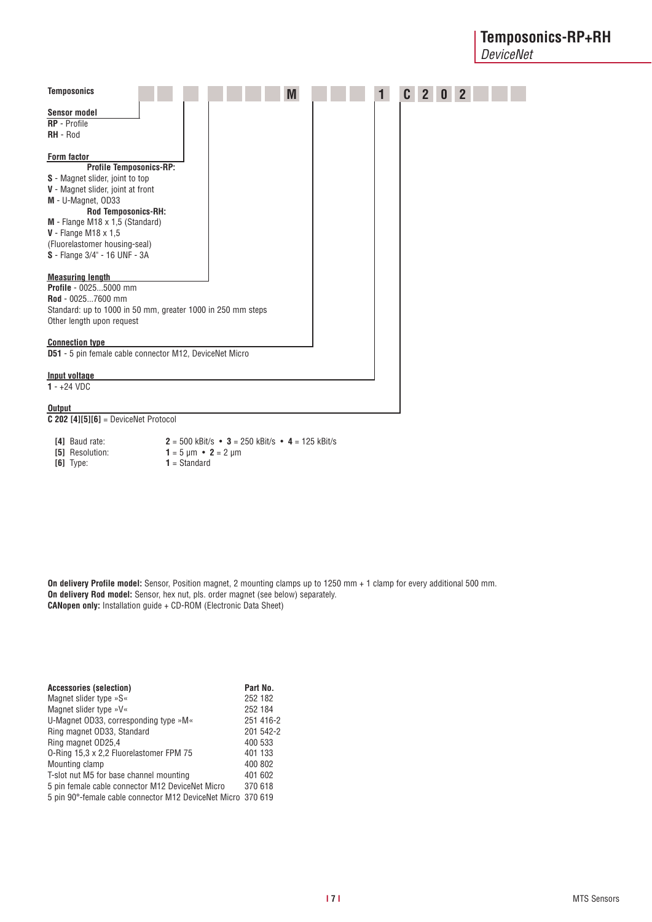**Temposonics** ▢ ▢ ▢ ▢ ▢ ▢ ▢ **M** ▢ ▢ ▢ **1** **C** **2** **0** **2** ▢ ▢ ▢

**Sensor model**
**RP** - Profile
**RH** - Rod

**Form factor**

**Profile Temposonics-RP:**
**S** - Magnet slider, joint to top
**V** - Magnet slider, joint at front
**M** - U-Magnet, OD33

**Rod Temposonics-RH:**
**M** - Flange M18 x 1,5 (Standard)
**V** - Flange M18 x 1,5
(Fluorelastomer housing-seal)
**S** - Flange 3/4" - 16 UNF - 3A

**Measuring length**
**Profile** - 0025...5000 mm
**Rod** - 0025...7600 mm
Standard: up to 1000 in 50 mm, greater 1000 in 250 mm steps
Other length upon request

**Connection type**
**D51** - 5 pin female cable connector M12, DeviceNet Micro

**Input voltage**
**1** - +24 VDC

**Output**
**C 202 [4][5][6]** = DeviceNet Protocol

| | |
|---|---|
| **[4]** Baud rate: | **2** = 500 kBit/s • **3** = 250 kBit/s • **4** = 125 kBit/s |
| **[5]** Resolution: | **1** = 5 µm • **2** = 2 µm |
| **[6]** Type: | **1** = Standard |

**On delivery Profile model:** Sensor, Position magnet, 2 mounting clamps up to 1250 mm + 1 clamp for every additional 500 mm.
**On delivery Rod model:** Sensor, hex nut, pls. order magnet (see below) separately.
**CANopen only:** Installation guide + CD-ROM (Electronic Data Sheet)

| **Accessories (selection)** | **Part No.** |
|---|---|
| Magnet slider type »S« | 252 182 |
| Magnet slider type »V« | 252 184 |
| U-Magnet OD33, corresponding type »M« | 251 416-2 |
| Ring magnet OD33, Standard | 201 542-2 |
| Ring magnet OD25,4 | 400 533 |
| O-Ring 15,3 x 2,2 Fluorelastomer FPM 75 | 401 133 |
| Mounting clamp | 400 802 |
| T-slot nut M5 for base channel mounting | 401 602 |
| 5 pin female cable connector M12 DeviceNet Micro | 370 618 |
| 5 pin 90°-female cable connector M12 DeviceNet Micro | 370 619 |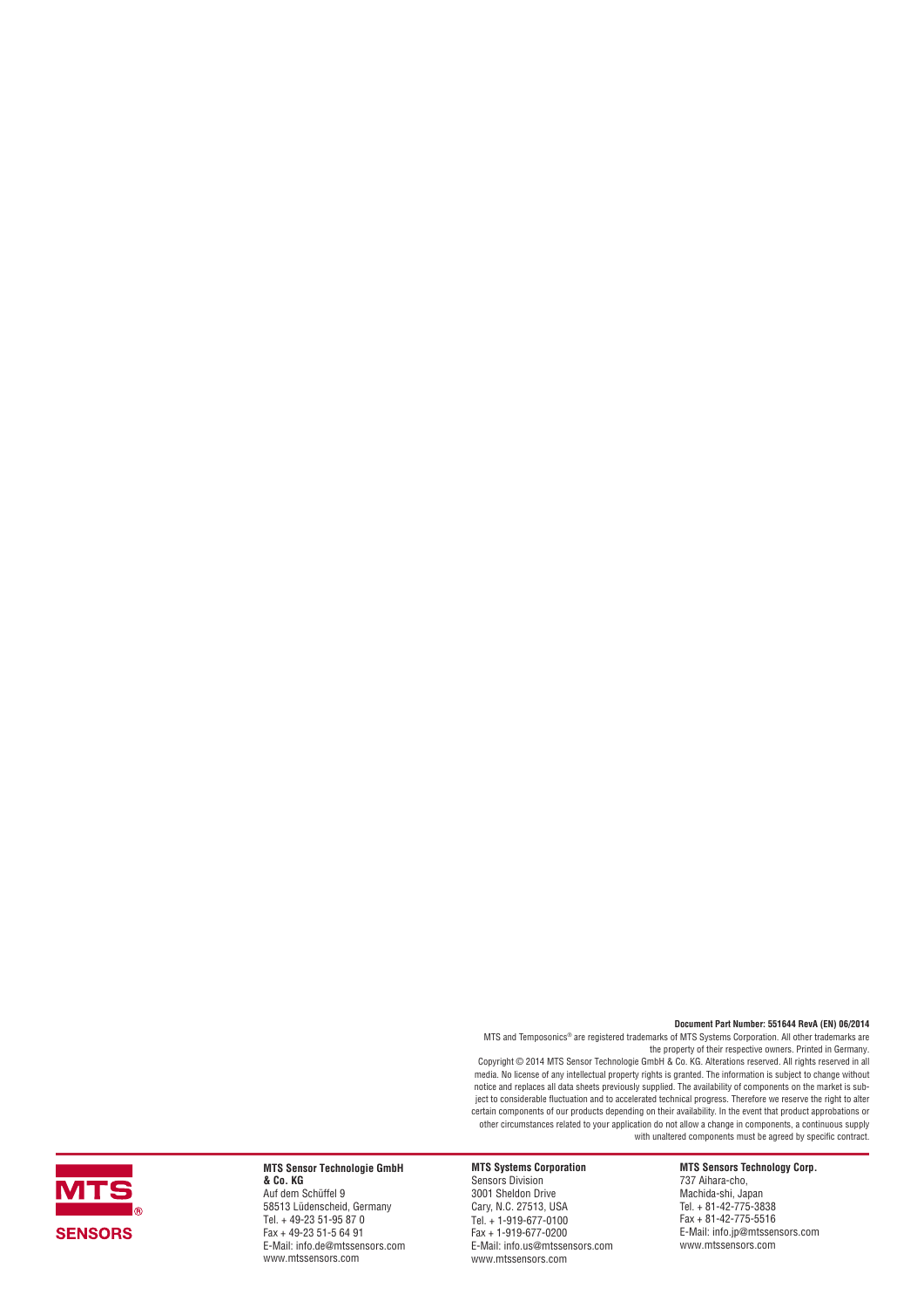**Document Part Number: 551644 RevA (EN) 06/2014**

MTS and Temposonics® are registered trademarks of MTS Systems Corporation. All other trademarks are the property of their respective owners. Printed in Germany.
Copyright © 2014 MTS Sensor Technologie GmbH & Co. KG. Alterations reserved. All rights reserved in all media. No license of any intellectual property rights is granted. The information is subject to change without notice and replaces all data sheets previously supplied. The availability of components on the market is subject to considerable fluctuation and to accelerated technical progress. Therefore we reserve the right to alter certain components of our products depending on their availability. In the event that product approbations or other circumstances related to your application do not allow a change in components, a continuous supply with unaltered components must be agreed by specific contract.

MTS
SENSORS

**MTS Sensor Technologie GmbH & Co. KG**
Auf dem Schüffel 9
58513 Lüdenscheid, Germany
Tel. + 49-23 51-95 87 0
Fax + 49-23 51-5 64 91
E-Mail: info.de@mtssensors.com
www.mtssensors.com

**MTS Systems Corporation**
Sensors Division
3001 Sheldon Drive
Cary, N.C. 27513, USA
Tel. + 1-919-677-0100
Fax + 1-919-677-0200
E-Mail: info.us@mtssensors.com
www.mtssensors.com

**MTS Sensors Technology Corp.**
737 Aihara-cho,
Machida-shi, Japan
Tel. + 81-42-775-3838
Fax + 81-42-775-5516
E-Mail: info.jp@mtssensors.com
www.mtssensors.com